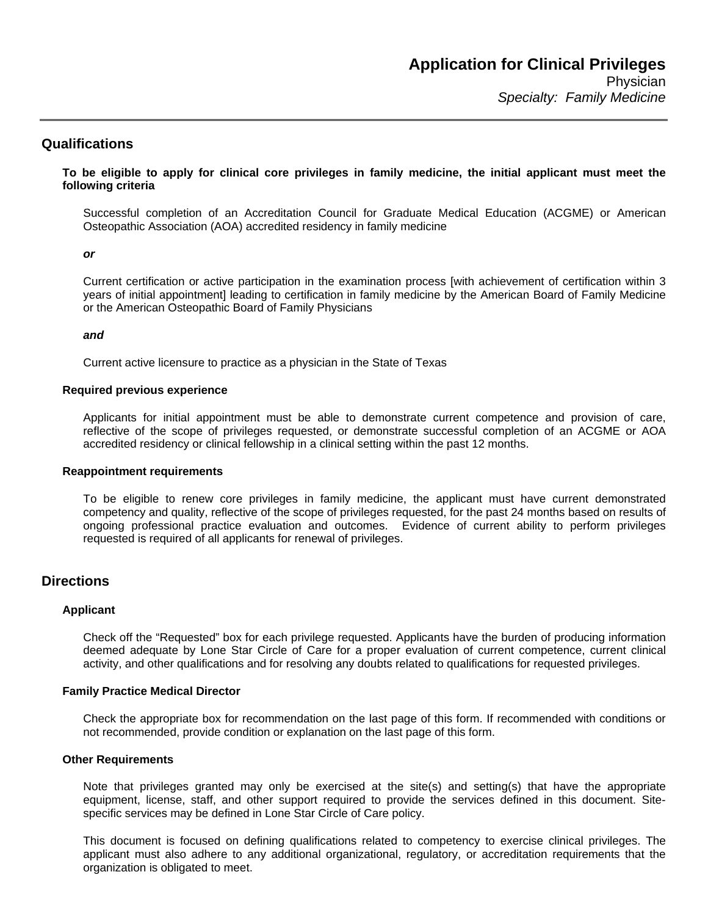# Application for Clinical Privileges

Physician

*Specialty: Family Medicine*

## Qualifications

**To be eligible to apply for clinical core privileges in family medicine, the initial applicant must meet the following criteria**

Successful completion of an Accreditation Council for Graduate Medical Education (ACGME) or American Osteopathic Association (AOA) accredited residency in family medicine

***or***

Current certification or active participation in the examination process [with achievement of certification within 3 years of initial appointment] leading to certification in family medicine by the American Board of Family Medicine or the American Osteopathic Board of Family Physicians

***and***

Current active licensure to practice as a physician in the State of Texas

### Required previous experience

Applicants for initial appointment must be able to demonstrate current competence and provision of care, reflective of the scope of privileges requested, or demonstrate successful completion of an ACGME or AOA accredited residency or clinical fellowship in a clinical setting within the past 12 months.

### Reappointment requirements

To be eligible to renew core privileges in family medicine, the applicant must have current demonstrated competency and quality, reflective of the scope of privileges requested, for the past 24 months based on results of ongoing professional practice evaluation and outcomes. Evidence of current ability to perform privileges requested is required of all applicants for renewal of privileges.

## Directions

### Applicant

Check off the "Requested" box for each privilege requested. Applicants have the burden of producing information deemed adequate by Lone Star Circle of Care for a proper evaluation of current competence, current clinical activity, and other qualifications and for resolving any doubts related to qualifications for requested privileges.

### Family Practice Medical Director

Check the appropriate box for recommendation on the last page of this form. If recommended with conditions or not recommended, provide condition or explanation on the last page of this form.

### Other Requirements

Note that privileges granted may only be exercised at the site(s) and setting(s) that have the appropriate equipment, license, staff, and other support required to provide the services defined in this document. Site-specific services may be defined in Lone Star Circle of Care policy.

This document is focused on defining qualifications related to competency to exercise clinical privileges. The applicant must also adhere to any additional organizational, regulatory, or accreditation requirements that the organization is obligated to meet.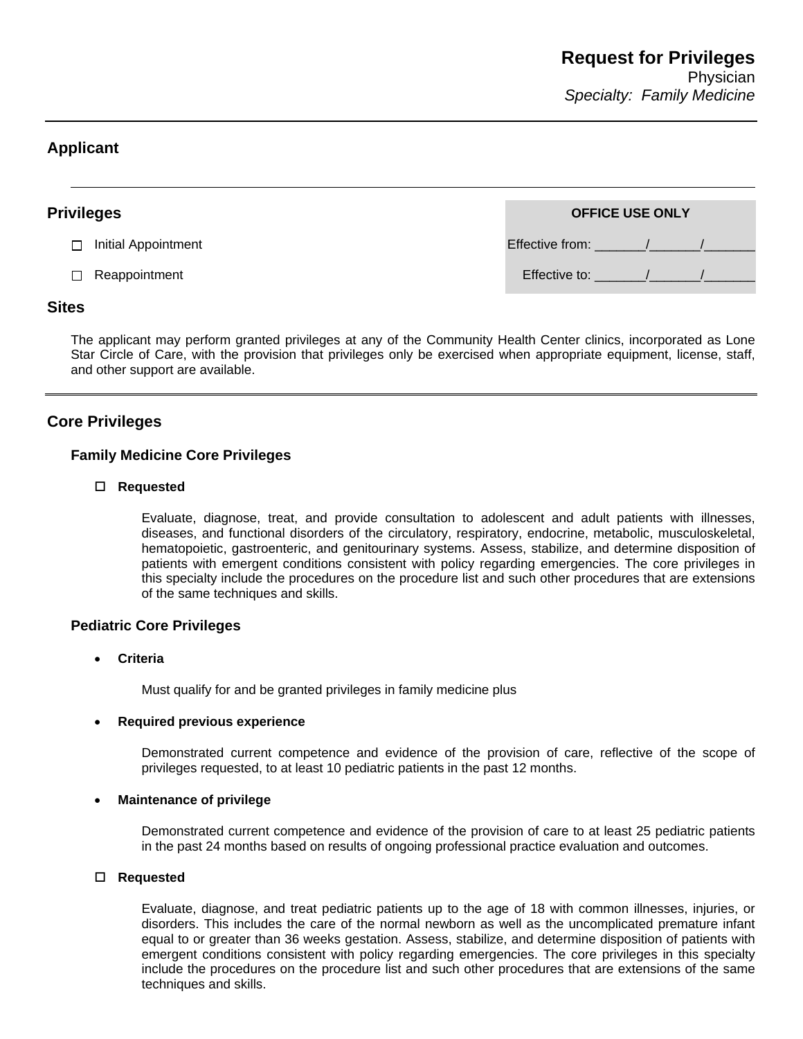# Request for Privileges

Physician

*Specialty: Family Medicine*

## Applicant

## Privileges

- ☐ Initial Appointment
- ☐ Reappointment

| OFFICE USE ONLY |
| --- |
| Effective from: _______/_______/_______ |
| Effective to: _______/_______/_______ |

## Sites

The applicant may perform granted privileges at any of the Community Health Center clinics, incorporated as Lone Star Circle of Care, with the provision that privileges only be exercised when appropriate equipment, license, staff, and other support are available.

## Core Privileges

### Family Medicine Core Privileges

☐ **Requested**

Evaluate, diagnose, treat, and provide consultation to adolescent and adult patients with illnesses, diseases, and functional disorders of the circulatory, respiratory, endocrine, metabolic, musculoskeletal, hematopoietic, gastroenteric, and genitourinary systems. Assess, stabilize, and determine disposition of patients with emergent conditions consistent with policy regarding emergencies. The core privileges in this specialty include the procedures on the procedure list and such other procedures that are extensions of the same techniques and skills.

### Pediatric Core Privileges

- **Criteria**

  Must qualify for and be granted privileges in family medicine plus

- **Required previous experience**

  Demonstrated current competence and evidence of the provision of care, reflective of the scope of privileges requested, to at least 10 pediatric patients in the past 12 months.

- **Maintenance of privilege**

  Demonstrated current competence and evidence of the provision of care to at least 25 pediatric patients in the past 24 months based on results of ongoing professional practice evaluation and outcomes.

☐ **Requested**

Evaluate, diagnose, and treat pediatric patients up to the age of 18 with common illnesses, injuries, or disorders. This includes the care of the normal newborn as well as the uncomplicated premature infant equal to or greater than 36 weeks gestation. Assess, stabilize, and determine disposition of patients with emergent conditions consistent with policy regarding emergencies. The core privileges in this specialty include the procedures on the procedure list and such other procedures that are extensions of the same techniques and skills.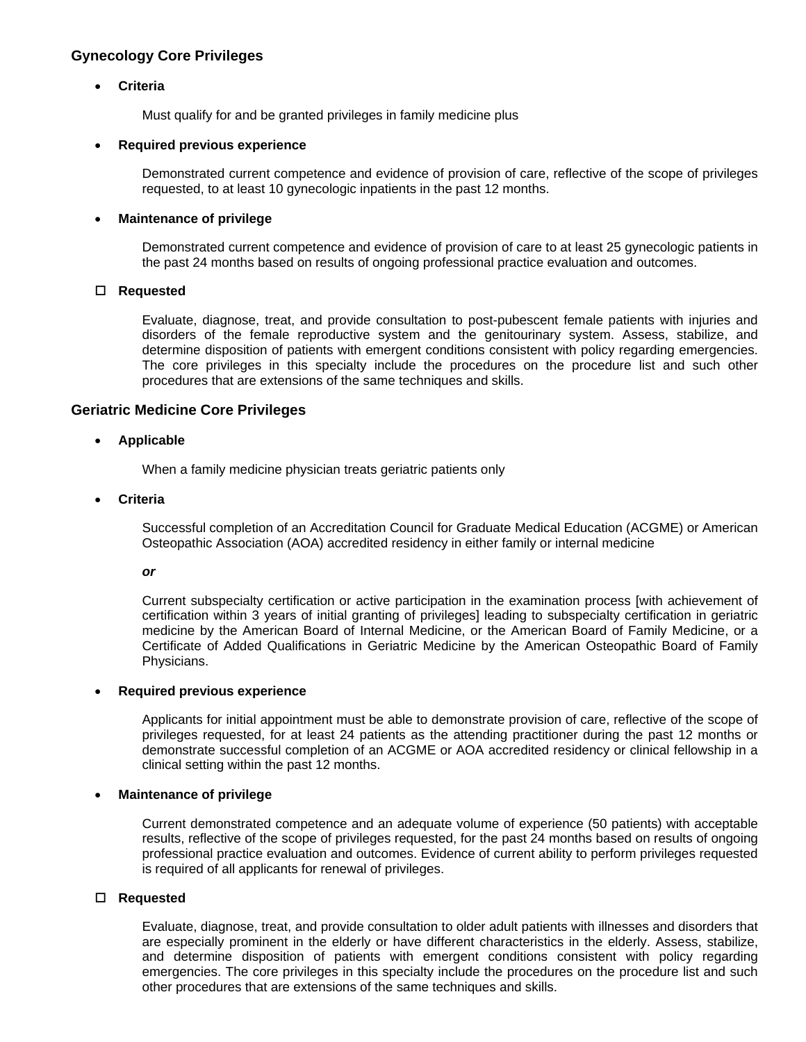## Gynecology Core Privileges

- **Criteria**

  Must qualify for and be granted privileges in family medicine plus

- **Required previous experience**

  Demonstrated current competence and evidence of provision of care, reflective of the scope of privileges requested, to at least 10 gynecologic inpatients in the past 12 months.

- **Maintenance of privilege**

  Demonstrated current competence and evidence of provision of care to at least 25 gynecologic patients in the past 24 months based on results of ongoing professional practice evaluation and outcomes.

- ☐ **Requested**

  Evaluate, diagnose, treat, and provide consultation to post-pubescent female patients with injuries and disorders of the female reproductive system and the genitourinary system. Assess, stabilize, and determine disposition of patients with emergent conditions consistent with policy regarding emergencies. The core privileges in this specialty include the procedures on the procedure list and such other procedures that are extensions of the same techniques and skills.

## Geriatric Medicine Core Privileges

- **Applicable**

  When a family medicine physician treats geriatric patients only

- **Criteria**

  Successful completion of an Accreditation Council for Graduate Medical Education (ACGME) or American Osteopathic Association (AOA) accredited residency in either family or internal medicine

  ***or***

  Current subspecialty certification or active participation in the examination process [with achievement of certification within 3 years of initial granting of privileges] leading to subspecialty certification in geriatric medicine by the American Board of Internal Medicine, or the American Board of Family Medicine, or a Certificate of Added Qualifications in Geriatric Medicine by the American Osteopathic Board of Family Physicians.

- **Required previous experience**

  Applicants for initial appointment must be able to demonstrate provision of care, reflective of the scope of privileges requested, for at least 24 patients as the attending practitioner during the past 12 months or demonstrate successful completion of an ACGME or AOA accredited residency or clinical fellowship in a clinical setting within the past 12 months.

- **Maintenance of privilege**

  Current demonstrated competence and an adequate volume of experience (50 patients) with acceptable results, reflective of the scope of privileges requested, for the past 24 months based on results of ongoing professional practice evaluation and outcomes. Evidence of current ability to perform privileges requested is required of all applicants for renewal of privileges.

- ☐ **Requested**

  Evaluate, diagnose, treat, and provide consultation to older adult patients with illnesses and disorders that are especially prominent in the elderly or have different characteristics in the elderly. Assess, stabilize, and determine disposition of patients with emergent conditions consistent with policy regarding emergencies. The core privileges in this specialty include the procedures on the procedure list and such other procedures that are extensions of the same techniques and skills.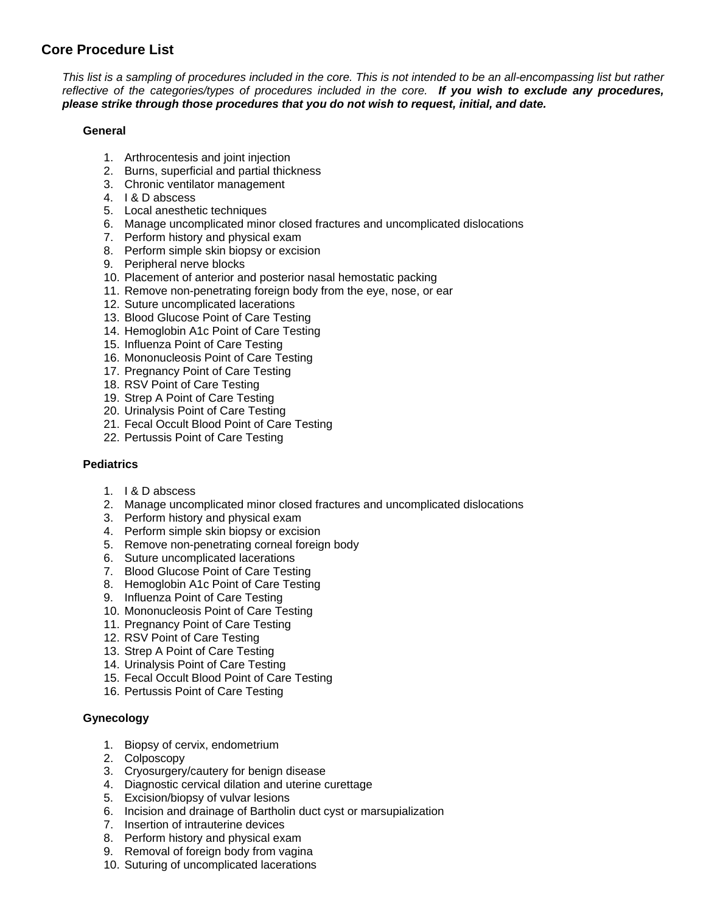## Core Procedure List

*This list is a sampling of procedures included in the core. This is not intended to be an all-encompassing list but rather reflective of the categories/types of procedures included in the core.* ***If you wish to exclude any procedures, please strike through those procedures that you do not wish to request, initial, and date.***

### General

1. Arthrocentesis and joint injection
2. Burns, superficial and partial thickness
3. Chronic ventilator management
4. I & D abscess
5. Local anesthetic techniques
6. Manage uncomplicated minor closed fractures and uncomplicated dislocations
7. Perform history and physical exam
8. Perform simple skin biopsy or excision
9. Peripheral nerve blocks
10. Placement of anterior and posterior nasal hemostatic packing
11. Remove non-penetrating foreign body from the eye, nose, or ear
12. Suture uncomplicated lacerations
13. Blood Glucose Point of Care Testing
14. Hemoglobin A1c Point of Care Testing
15. Influenza Point of Care Testing
16. Mononucleosis Point of Care Testing
17. Pregnancy Point of Care Testing
18. RSV Point of Care Testing
19. Strep A Point of Care Testing
20. Urinalysis Point of Care Testing
21. Fecal Occult Blood Point of Care Testing
22. Pertussis Point of Care Testing

### Pediatrics

1. I & D abscess
2. Manage uncomplicated minor closed fractures and uncomplicated dislocations
3. Perform history and physical exam
4. Perform simple skin biopsy or excision
5. Remove non-penetrating corneal foreign body
6. Suture uncomplicated lacerations
7. Blood Glucose Point of Care Testing
8. Hemoglobin A1c Point of Care Testing
9. Influenza Point of Care Testing
10. Mononucleosis Point of Care Testing
11. Pregnancy Point of Care Testing
12. RSV Point of Care Testing
13. Strep A Point of Care Testing
14. Urinalysis Point of Care Testing
15. Fecal Occult Blood Point of Care Testing
16. Pertussis Point of Care Testing

### Gynecology

1. Biopsy of cervix, endometrium
2. Colposcopy
3. Cryosurgery/cautery for benign disease
4. Diagnostic cervical dilation and uterine curettage
5. Excision/biopsy of vulvar lesions
6. Incision and drainage of Bartholin duct cyst or marsupialization
7. Insertion of intrauterine devices
8. Perform history and physical exam
9. Removal of foreign body from vagina
10. Suturing of uncomplicated lacerations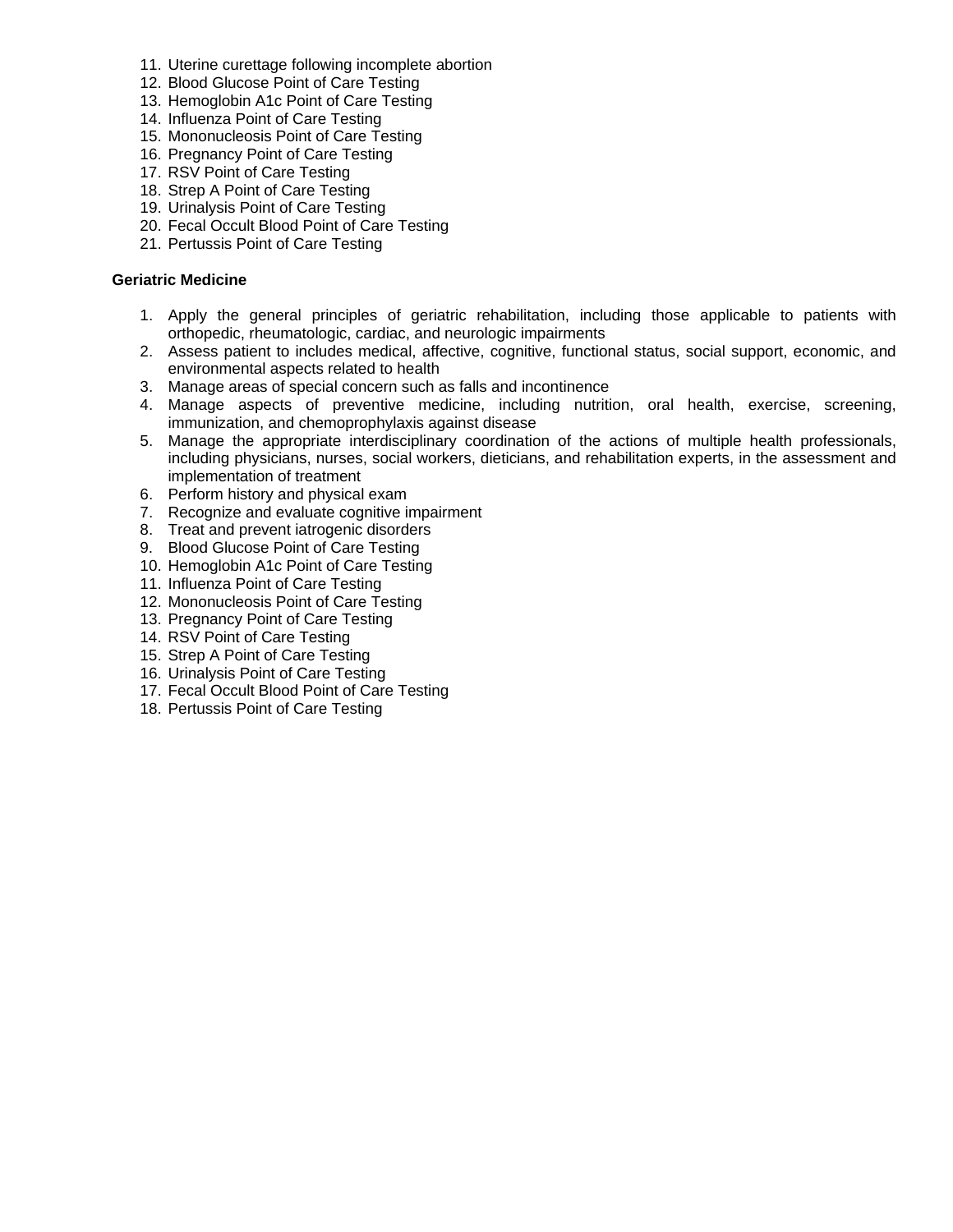11. Uterine curettage following incomplete abortion
12. Blood Glucose Point of Care Testing
13. Hemoglobin A1c Point of Care Testing
14. Influenza Point of Care Testing
15. Mononucleosis Point of Care Testing
16. Pregnancy Point of Care Testing
17. RSV Point of Care Testing
18. Strep A Point of Care Testing
19. Urinalysis Point of Care Testing
20. Fecal Occult Blood Point of Care Testing
21. Pertussis Point of Care Testing

**Geriatric Medicine**

1. Apply the general principles of geriatric rehabilitation, including those applicable to patients with orthopedic, rheumatologic, cardiac, and neurologic impairments
2. Assess patient to includes medical, affective, cognitive, functional status, social support, economic, and environmental aspects related to health
3. Manage areas of special concern such as falls and incontinence
4. Manage aspects of preventive medicine, including nutrition, oral health, exercise, screening, immunization, and chemoprophylaxis against disease
5. Manage the appropriate interdisciplinary coordination of the actions of multiple health professionals, including physicians, nurses, social workers, dieticians, and rehabilitation experts, in the assessment and implementation of treatment
6. Perform history and physical exam
7. Recognize and evaluate cognitive impairment
8. Treat and prevent iatrogenic disorders
9. Blood Glucose Point of Care Testing
10. Hemoglobin A1c Point of Care Testing
11. Influenza Point of Care Testing
12. Mononucleosis Point of Care Testing
13. Pregnancy Point of Care Testing
14. RSV Point of Care Testing
15. Strep A Point of Care Testing
16. Urinalysis Point of Care Testing
17. Fecal Occult Blood Point of Care Testing
18. Pertussis Point of Care Testing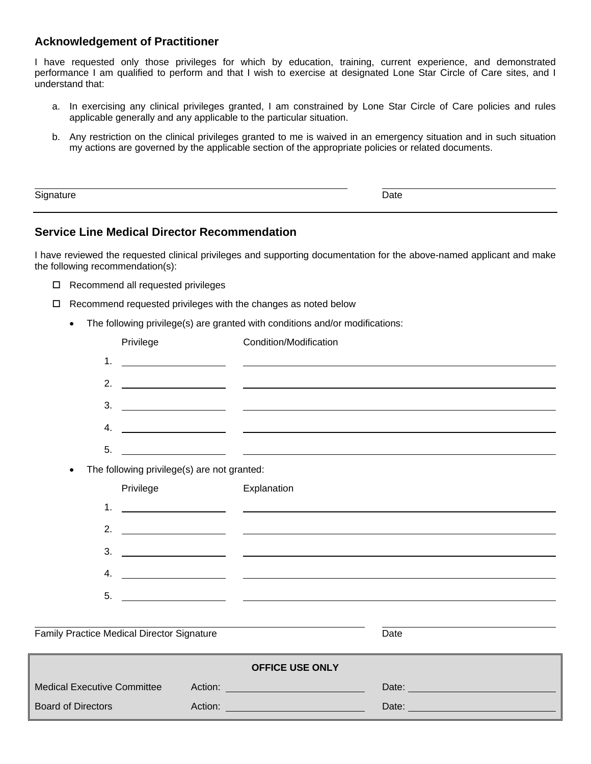## Acknowledgement of Practitioner

I have requested only those privileges for which by education, training, current experience, and demonstrated performance I am qualified to perform and that I wish to exercise at designated Lone Star Circle of Care sites, and I understand that:

a. In exercising any clinical privileges granted, I am constrained by Lone Star Circle of Care policies and rules applicable generally and any applicable to the particular situation.

b. Any restriction on the clinical privileges granted to me is waived in an emergency situation and in such situation my actions are governed by the applicable section of the appropriate policies or related documents.

| | |
|---|---|
| Signature | Date |

## Service Line Medical Director Recommendation

I have reviewed the requested clinical privileges and supporting documentation for the above-named applicant and make the following recommendation(s):

- ☐ Recommend all requested privileges
- ☐ Recommend requested privileges with the changes as noted below
  - The following privilege(s) are granted with conditions and/or modifications:

| | Privilege | Condition/Modification |
|---|---|---|
| 1. | | |
| 2. | | |
| 3. | | |
| 4. | | |
| 5. | | |

  - The following privilege(s) are not granted:

| | Privilege | Explanation |
|---|---|---|
| 1. | | |
| 2. | | |
| 3. | | |
| 4. | | |
| 5. | | |

| | |
|---|---|
| Family Practice Medical Director Signature | Date |

**OFFICE USE ONLY**

| | | |
|---|---|---|
| Medical Executive Committee | Action: | Date: |
| Board of Directors | Action: | Date: |